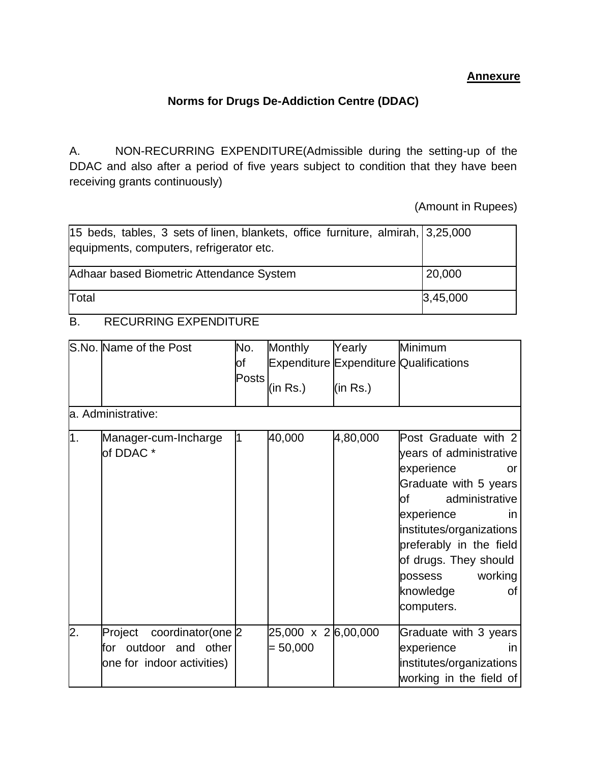**Annexure**

## Norms for Drugs De-Addiction Centre (DDAC)

A. NON-RECURRING EXPENDITURE(Admissible during the setting-up of the DDAC and also after a period of five years subject to condition that they have been receiving grants continuously)

(Amount in Rupees)

| | |
|---|---|
| 15 beds, tables, 3 sets of linen, blankets, office furniture, almirah, equipments, computers, refrigerator etc. | 3,25,000 |
| Adhaar based Biometric Attendance System | 20,000 |
| Total | 3,45,000 |

B. RECURRING EXPENDITURE

| S.No. | Name of the Post | No. of Posts | Monthly Expenditure (in Rs.) | Yearly Expenditure (in Rs.) | Minimum Qualifications |
|---|---|---|---|---|---|
| a. Administrative: | | | | | |
| 1. | Manager-cum-Incharge of DDAC * | 1 | 40,000 | 4,80,000 | Post Graduate with 2 years of administrative experience or Graduate with 5 years of administrative experience in institutes/organizations preferably in the field of drugs. They should possess working knowledge of computers. |
| 2. | Project coordinator(one for outdoor and other one for indoor activities) | 2 | 25,000 x 2 = 50,000 | 6,00,000 | Graduate with 3 years experience in institutes/organizations working in the field of |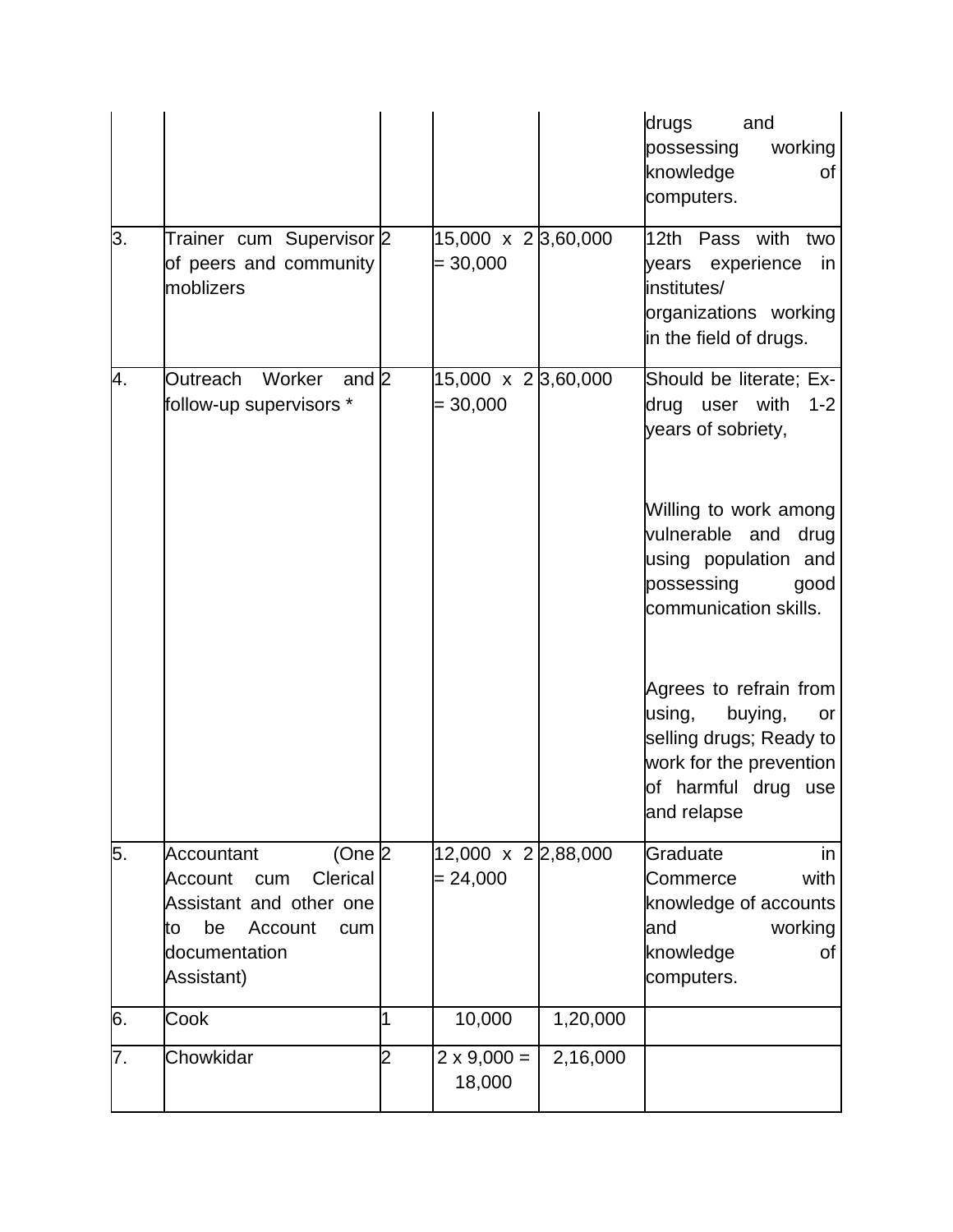| | | | | | drugs and possessing working knowledge of computers. |
|---|---|---|---|---|---|
| 3. | Trainer cum Supervisor of peers and community moblizers | 2 | 15,000 x 2 = 30,000 | 3,60,000 | 12th Pass with two years experience in institutes/ organizations working in the field of drugs. |
| 4. | Outreach Worker and follow-up supervisors * | 2 | 15,000 x 2 = 30,000 | 3,60,000 | Should be literate; Ex-drug user with 1-2 years of sobriety,<br><br>Willing to work among vulnerable and drug using population and possessing good communication skills.<br><br>Agrees to refrain from using, buying, or selling drugs; Ready to work for the prevention of harmful drug use and relapse |
| 5. | Accountant (One Account cum Clerical Assistant and other one to be Account cum documentation Assistant) | 2 | 12,000 x 2 = 24,000 | 2,88,000 | Graduate in Commerce with knowledge of accounts and working knowledge of computers. |
| 6. | Cook | 1 | 10,000 | 1,20,000 | |
| 7. | Chowkidar | 2 | 2 x 9,000 = 18,000 | 2,16,000 | |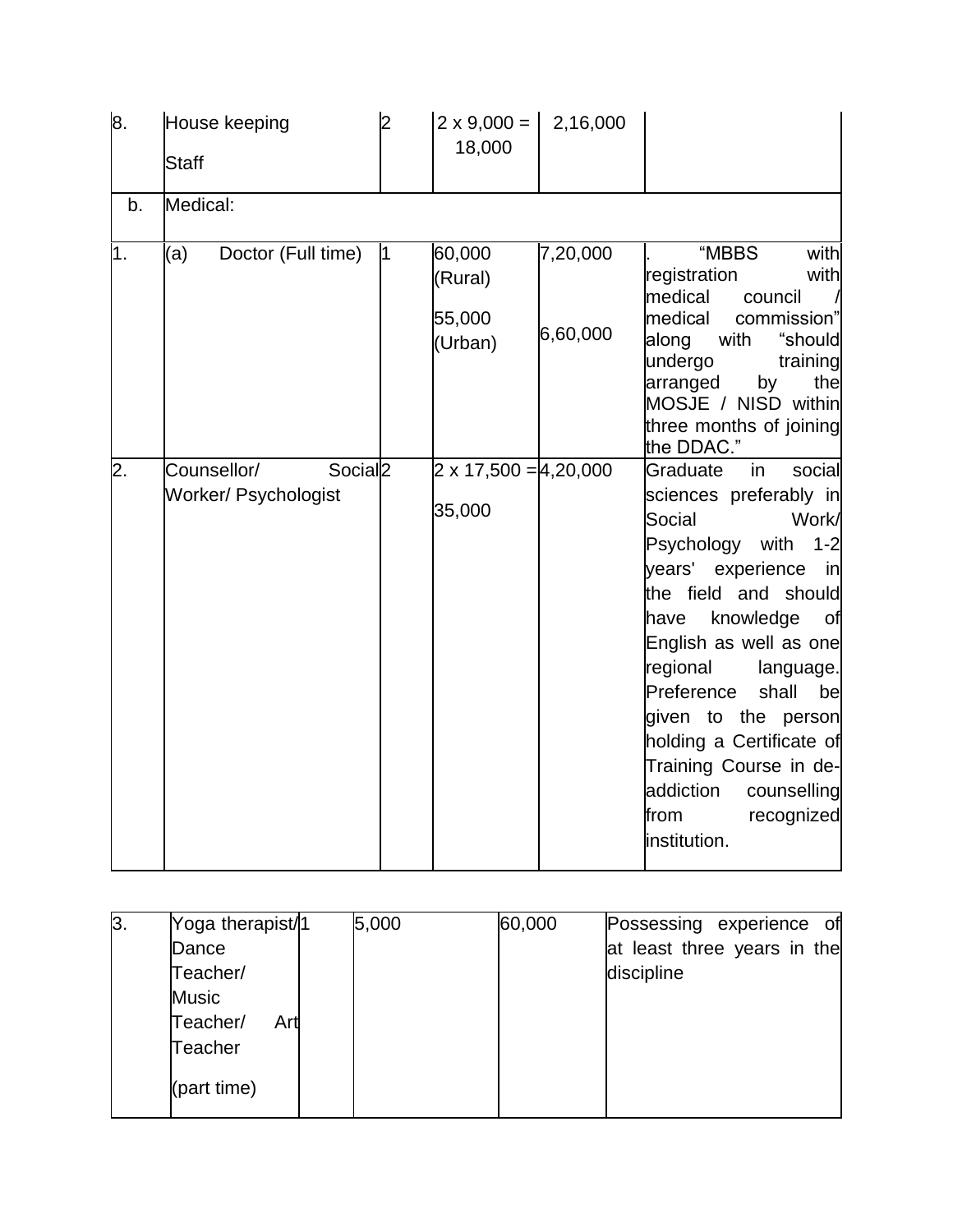| | | | | | |
|---|---|---|---|---|---|
| 8. | House keeping<br><br>Staff | 2 | 2 x 9,000 = 18,000 | 2,16,000 | |
| b. | Medical: | | | | |
| 1. | (a) Doctor (Full time) | 1 | 60,000 (Rural)<br><br>55,000 (Urban) | 7,20,000<br><br>6,60,000 | . "MBBS with registration with medical council / medical commission" along with "should undergo training arranged by the MOSJE / NISD within three months of joining the DDAC." |
| 2. | Counsellor/ Social Worker/ Psychologist | 2 | 2 x 17,500 = 35,000 | 4,20,000 | Graduate in social sciences preferably in Social Work/ Psychology with 1-2 years' experience in the field and should have knowledge of English as well as one regional language. Preference shall be given to the person holding a Certificate of Training Course in de-addiction counselling from recognized institution. |
| 3. | Yoga therapist/ Dance Teacher/ Music Teacher/ Art Teacher<br><br>(part time) | 1 | 5,000 | 60,000 | Possessing experience of at least three years in the discipline |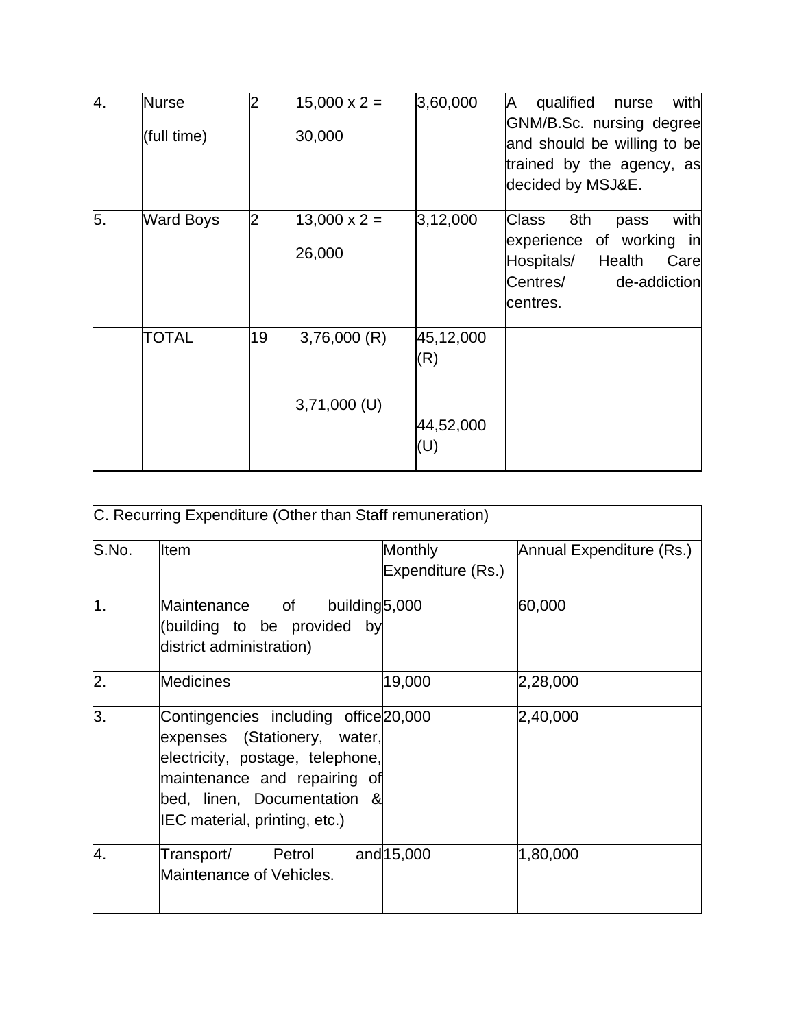| 4. | Nurse (full time) | 2 | 15,000 x 2 = 30,000 | 3,60,000 | A qualified nurse with GNM/B.Sc. nursing degree and should be willing to be trained by the agency, as decided by MSJ&E. |
|---|---|---|---|---|---|
| 5. | Ward Boys | 2 | 13,000 x 2 = 26,000 | 3,12,000 | Class 8th pass with experience of working in Hospitals/ Health Care Centres/ de-addiction centres. |
| | TOTAL | 19 | 3,76,000 (R)<br><br>3,71,000 (U) | 45,12,000 (R)<br><br>44,52,000 (U) | |

| C. Recurring Expenditure (Other than Staff remuneration) | | | |
|---|---|---|---|
| S.No. | Item | Monthly Expenditure (Rs.) | Annual Expenditure (Rs.) |
| 1. | Maintenance of building (building to be provided by district administration) | 5,000 | 60,000 |
| 2. | Medicines | 19,000 | 2,28,000 |
| 3. | Contingencies including office expenses (Stationery, water, electricity, postage, telephone, maintenance and repairing of bed, linen, Documentation & IEC material, printing, etc.) | 20,000 | 2,40,000 |
| 4. | Transport/ Petrol and Maintenance of Vehicles. | 15,000 | 1,80,000 |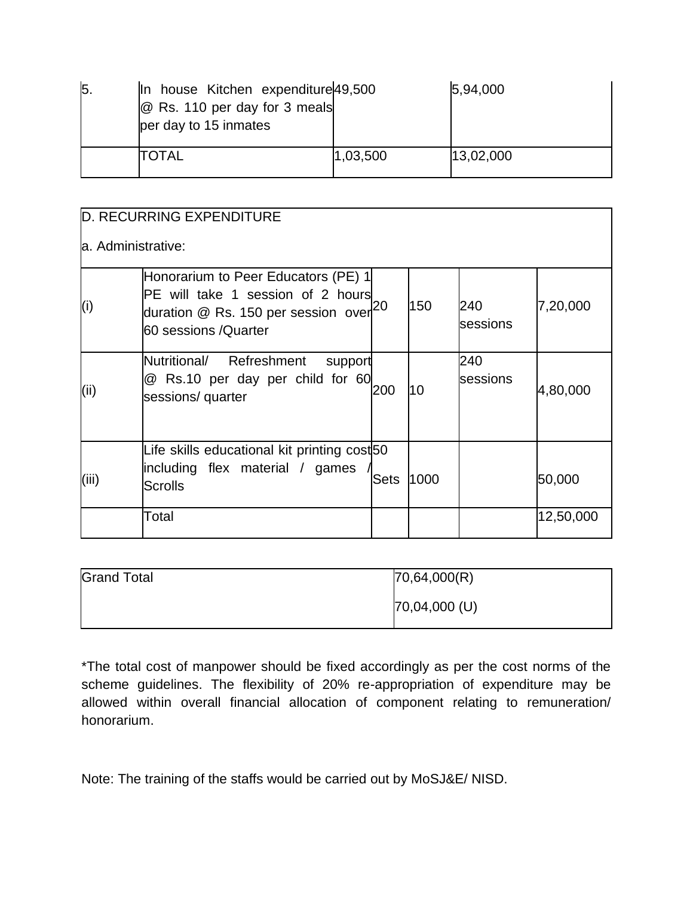| | | | |
|---|---|---|---|
| 5. | In house Kitchen expenditure @ Rs. 110 per day for 3 meals per day to 15 inmates | 49,500 | 5,94,000 |
| | TOTAL | 1,03,500 | 13,02,000 |

| D. RECURRING EXPENDITURE<br><br>a. Administrative: | | | | | |
|---|---|---|---|---|---|
| (i) | Honorarium to Peer Educators (PE) 1 PE will take 1 session of 2 hours duration @ Rs. 150 per session over 60 sessions /Quarter | 20 | 150 | 240 sessions | 7,20,000 |
| (ii) | Nutritional/ Refreshment support @ Rs.10 per day per child for 60 sessions/ quarter | 200 | 10 | 240 sessions | 4,80,000 |
| (iii) | Life skills educational kit printing cost including flex material / games / Scrolls | 50 Sets | 1000 | | 50,000 |
| | Total | | | | 12,50,000 |

| | |
|---|---|
| Grand Total | 70,64,000(R)<br><br>70,04,000 (U) |

*The total cost of manpower should be fixed accordingly as per the cost norms of the scheme guidelines. The flexibility of 20% re-appropriation of expenditure may be allowed within overall financial allocation of component relating to remuneration/ honorarium.

Note: The training of the staffs would be carried out by MoSJ&E/ NISD.